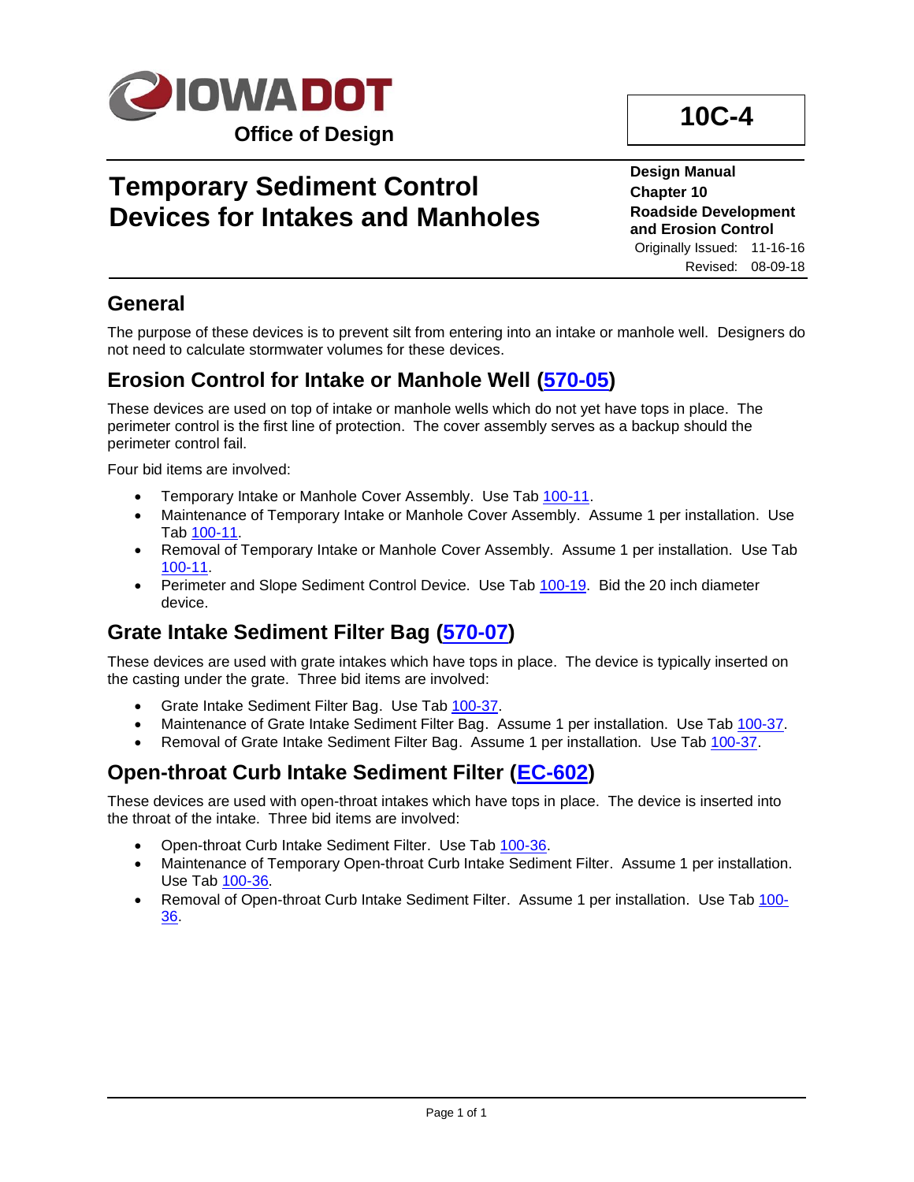IOWA DOT

Office of Design

**10C-4**

# Temporary Sediment Control Devices for Intakes and Manholes

**Design Manual**
**Chapter 10**
**Roadside Development and Erosion Control**

Originally Issued: 11-16-16
Revised: 08-09-18

## General

The purpose of these devices is to prevent silt from entering into an intake or manhole well. Designers do not need to calculate stormwater volumes for these devices.

## Erosion Control for Intake or Manhole Well (570-05)

These devices are used on top of intake or manhole wells which do not yet have tops in place. The perimeter control is the first line of protection. The cover assembly serves as a backup should the perimeter control fail.

Four bid items are involved:

- Temporary Intake or Manhole Cover Assembly. Use Tab 100-11.
- Maintenance of Temporary Intake or Manhole Cover Assembly. Assume 1 per installation. Use Tab 100-11.
- Removal of Temporary Intake or Manhole Cover Assembly. Assume 1 per installation. Use Tab 100-11.
- Perimeter and Slope Sediment Control Device. Use Tab 100-19. Bid the 20 inch diameter device.

## Grate Intake Sediment Filter Bag (570-07)

These devices are used with grate intakes which have tops in place. The device is typically inserted on the casting under the grate. Three bid items are involved:

- Grate Intake Sediment Filter Bag. Use Tab 100-37.
- Maintenance of Grate Intake Sediment Filter Bag. Assume 1 per installation. Use Tab 100-37.
- Removal of Grate Intake Sediment Filter Bag. Assume 1 per installation. Use Tab 100-37.

## Open-throat Curb Intake Sediment Filter (EC-602)

These devices are used with open-throat intakes which have tops in place. The device is inserted into the throat of the intake. Three bid items are involved:

- Open-throat Curb Intake Sediment Filter. Use Tab 100-36.
- Maintenance of Temporary Open-throat Curb Intake Sediment Filter. Assume 1 per installation. Use Tab 100-36.
- Removal of Open-throat Curb Intake Sediment Filter. Assume 1 per installation. Use Tab 100-36.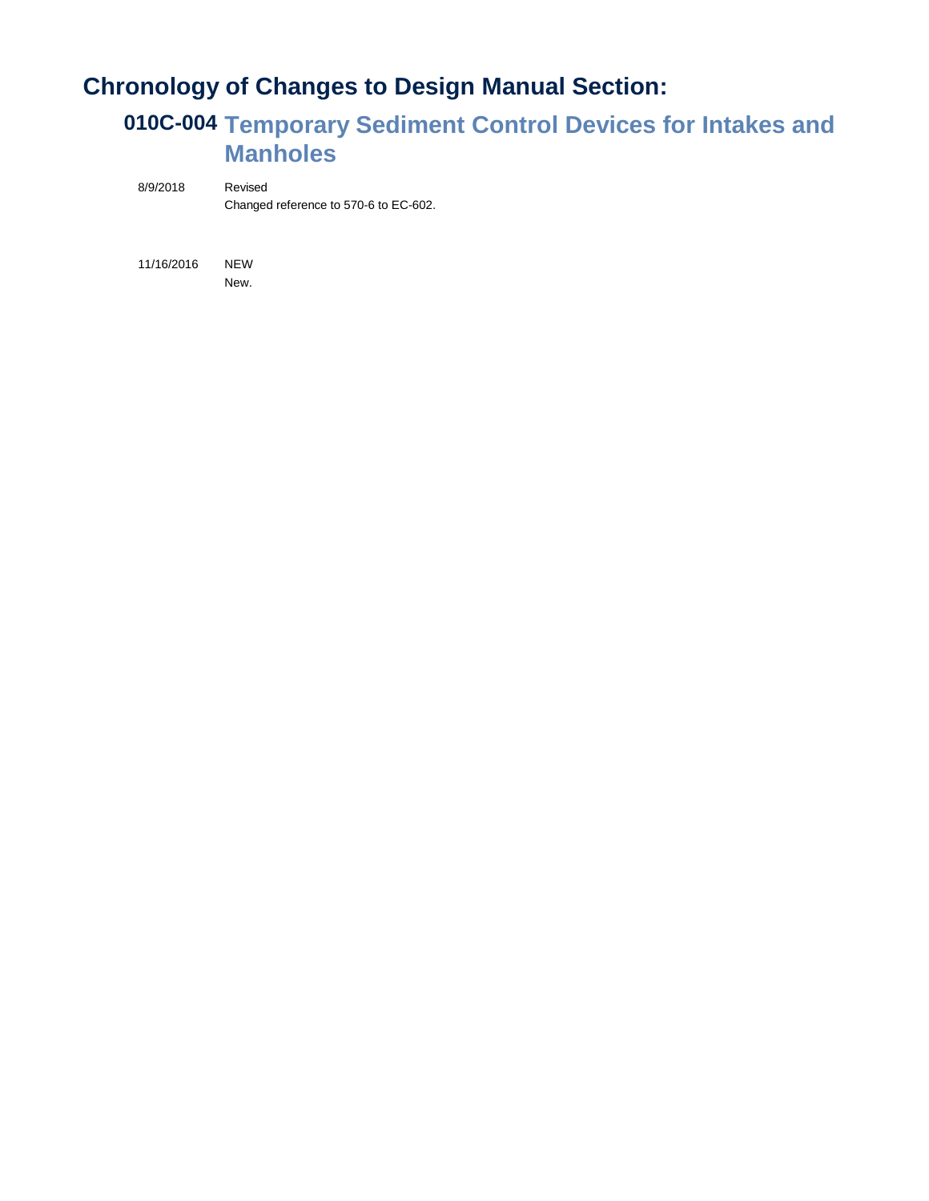# Chronology of Changes to Design Manual Section:

## 010C-004 Temporary Sediment Control Devices for Intakes and Manholes

8/9/2018 Revised

Changed reference to 570-6 to EC-602.

11/16/2016 NEW

New.